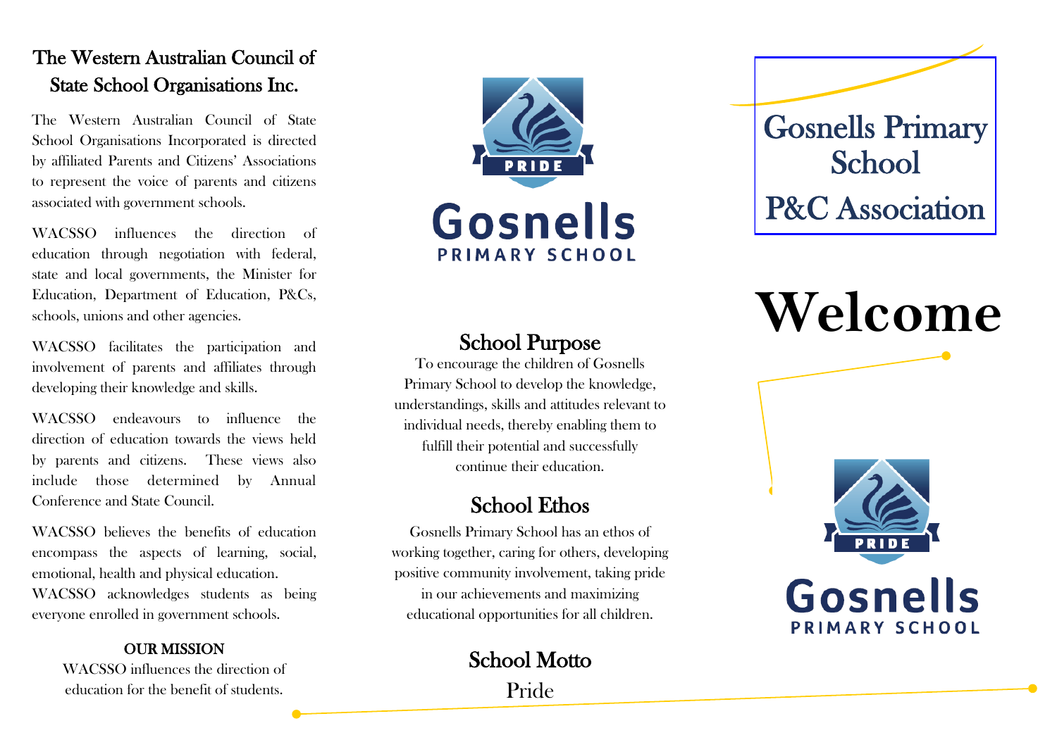## The Western Australian Council of State School Organisations Inc.

The Western Australian Council of State School Organisations Incorporated is directed by affiliated Parents and Citizens' Associations to represent the voice of parents and citizens associated with government schools.

WACSSO influences the direction of education through negotiation with federal, state and local governments, the Minister for Education, Department of Education, P&Cs, schools, unions and other agencies.

WACSSO facilitates the participation and involvement of parents and affiliates through developing their knowledge and skills.

WACSSO endeavours to influence the direction of education towards the views held by parents and citizens. These views also include those determined by Annual Conference and State Council.

WACSSO believes the benefits of education encompass the aspects of learning, social, emotional, health and physical education.
WACSSO acknowledges students as being everyone enrolled in government schools.

**OUR MISSION**

WACSSO influences the direction of education for the benefit of students.

PRIDE

Gosnells
PRIMARY SCHOOL

## School Purpose

To encourage the children of Gosnells Primary School to develop the knowledge, understandings, skills and attitudes relevant to individual needs, thereby enabling them to fulfill their potential and successfully continue their education.

## School Ethos

Gosnells Primary School has an ethos of working together, caring for others, developing positive community involvement, taking pride in our achievements and maximizing educational opportunities for all children.

## School Motto

Pride

# Gosnells Primary School P&C Association

# Welcome

PRIDE

Gosnells
PRIMARY SCHOOL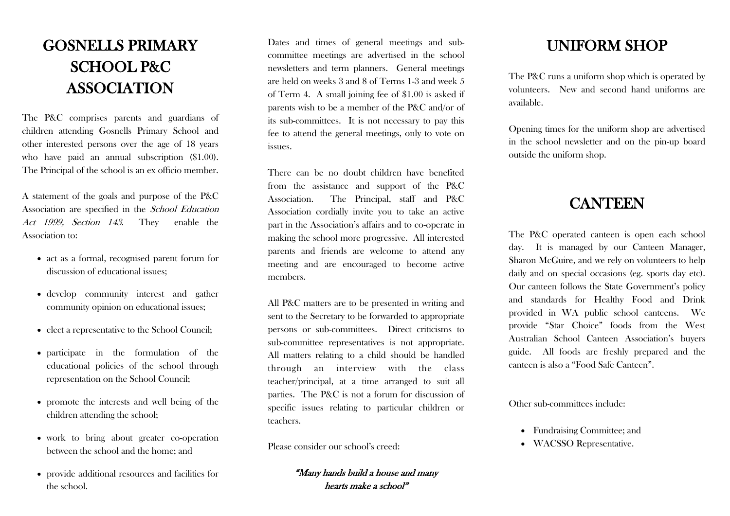# GOSNELLS PRIMARY SCHOOL P&C ASSOCIATION

The P&C comprises parents and guardians of children attending Gosnells Primary School and other interested persons over the age of 18 years who have paid an annual subscription ($1.00). The Principal of the school is an ex officio member.

A statement of the goals and purpose of the P&C Association are specified in the *School Education Act 1999, Section 143.* They enable the Association to:

- act as a formal, recognised parent forum for discussion of educational issues;
- develop community interest and gather community opinion on educational issues;
- elect a representative to the School Council;
- participate in the formulation of the educational policies of the school through representation on the School Council;
- promote the interests and well being of the children attending the school;
- work to bring about greater co-operation between the school and the home; and
- provide additional resources and facilities for the school.

Dates and times of general meetings and sub-committee meetings are advertised in the school newsletters and term planners. General meetings are held on weeks 3 and 8 of Terms 1-3 and week 5 of Term 4. A small joining fee of $1.00 is asked if parents wish to be a member of the P&C and/or of its sub-committees. It is not necessary to pay this fee to attend the general meetings, only to vote on issues.

There can be no doubt children have benefited from the assistance and support of the P&C Association. The Principal, staff and P&C Association cordially invite you to take an active part in the Association's affairs and to co-operate in making the school more progressive. All interested parents and friends are welcome to attend any meeting and are encouraged to become active members.

All P&C matters are to be presented in writing and sent to the Secretary to be forwarded to appropriate persons or sub-committees. Direct criticisms to sub-committee representatives is not appropriate. All matters relating to a child should be handled through an interview with the class teacher/principal, at a time arranged to suit all parties. The P&C is not a forum for discussion of specific issues relating to particular children or teachers.

Please consider our school's creed:

*"Many hands build a house and many hearts make a school"*

# UNIFORM SHOP

The P&C runs a uniform shop which is operated by volunteers. New and second hand uniforms are available.

Opening times for the uniform shop are advertised in the school newsletter and on the pin-up board outside the uniform shop.

# CANTEEN

The P&C operated canteen is open each school day. It is managed by our Canteen Manager, Sharon McGuire, and we rely on volunteers to help daily and on special occasions (eg. sports day etc). Our canteen follows the State Government's policy and standards for Healthy Food and Drink provided in WA public school canteens. We provide "Star Choice" foods from the West Australian School Canteen Association's buyers guide. All foods are freshly prepared and the canteen is also a "Food Safe Canteen".

Other sub-committees include:

- Fundraising Committee; and
- WACSSO Representative.